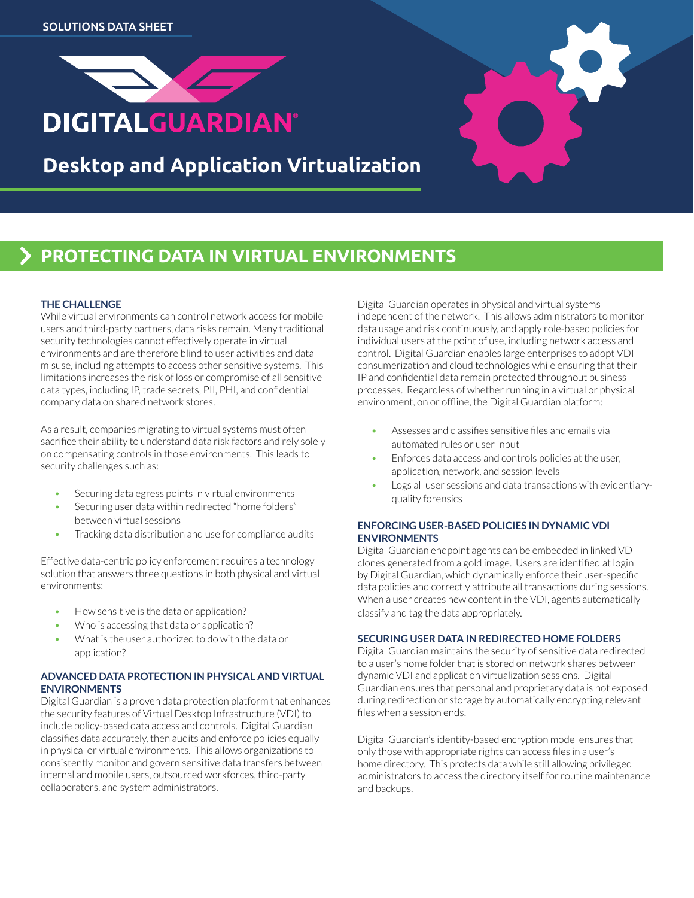SOLUTIONS DATA SHEET

# DIGITALGUARDIAN®

# Desktop and Application Virtualization

## PROTECTING DATA IN VIRTUAL ENVIRONMENTS

### THE CHALLENGE

While virtual environments can control network access for mobile users and third-party partners, data risks remain. Many traditional security technologies cannot effectively operate in virtual environments and are therefore blind to user activities and data misuse, including attempts to access other sensitive systems. This limitations increases the risk of loss or compromise of all sensitive data types, including IP, trade secrets, PII, PHI, and confidential company data on shared network stores.

As a result, companies migrating to virtual systems must often sacrifice their ability to understand data risk factors and rely solely on compensating controls in those environments. This leads to security challenges such as:

- Securing data egress points in virtual environments
- Securing user data within redirected "home folders" between virtual sessions
- Tracking data distribution and use for compliance audits

Effective data-centric policy enforcement requires a technology solution that answers three questions in both physical and virtual environments:

- How sensitive is the data or application?
- Who is accessing that data or application?
- What is the user authorized to do with the data or application?

### ADVANCED DATA PROTECTION IN PHYSICAL AND VIRTUAL ENVIRONMENTS

Digital Guardian is a proven data protection platform that enhances the security features of Virtual Desktop Infrastructure (VDI) to include policy-based data access and controls. Digital Guardian classifies data accurately, then audits and enforce policies equally in physical or virtual environments. This allows organizations to consistently monitor and govern sensitive data transfers between internal and mobile users, outsourced workforces, third-party collaborators, and system administrators.

Digital Guardian operates in physical and virtual systems independent of the network. This allows administrators to monitor data usage and risk continuously, and apply role-based policies for individual users at the point of use, including network access and control. Digital Guardian enables large enterprises to adopt VDI consumerization and cloud technologies while ensuring that their IP and confidential data remain protected throughout business processes. Regardless of whether running in a virtual or physical environment, on or offline, the Digital Guardian platform:

- Assesses and classifies sensitive files and emails via automated rules or user input
- Enforces data access and controls policies at the user, application, network, and session levels
- Logs all user sessions and data transactions with evidentiary-quality forensics

### ENFORCING USER-BASED POLICIES IN DYNAMIC VDI ENVIRONMENTS

Digital Guardian endpoint agents can be embedded in linked VDI clones generated from a gold image. Users are identified at login by Digital Guardian, which dynamically enforce their user-specific data policies and correctly attribute all transactions during sessions. When a user creates new content in the VDI, agents automatically classify and tag the data appropriately.

### SECURING USER DATA IN REDIRECTED HOME FOLDERS

Digital Guardian maintains the security of sensitive data redirected to a user's home folder that is stored on network shares between dynamic VDI and application virtualization sessions. Digital Guardian ensures that personal and proprietary data is not exposed during redirection or storage by automatically encrypting relevant files when a session ends.

Digital Guardian's identity-based encryption model ensures that only those with appropriate rights can access files in a user's home directory. This protects data while still allowing privileged administrators to access the directory itself for routine maintenance and backups.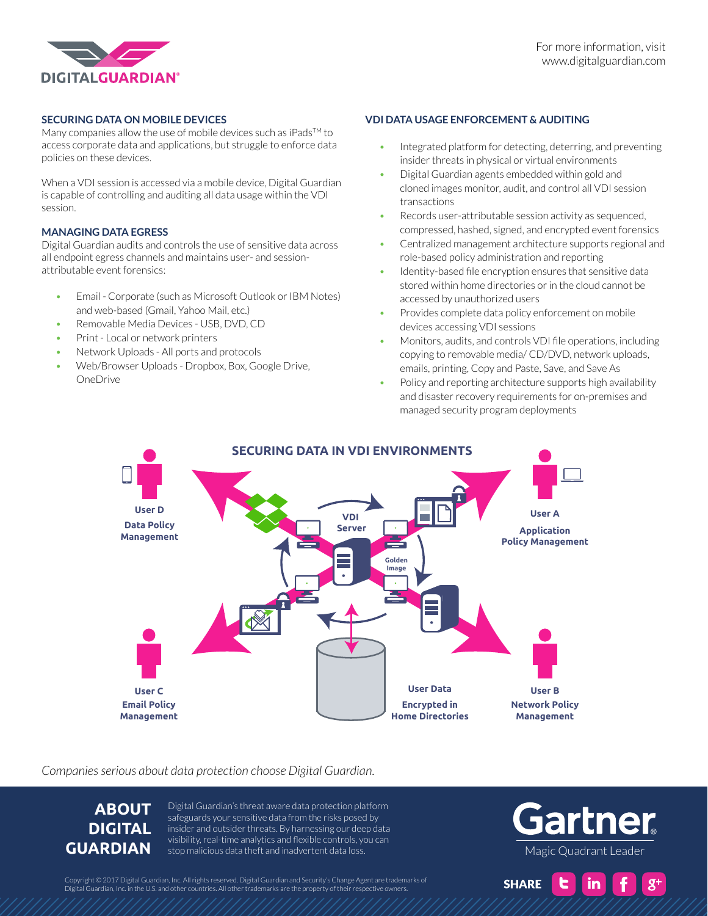For more information, visit www.digitalguardian.com

## SECURING DATA ON MOBILE DEVICES

Many companies allow the use of mobile devices such as iPads™ to access corporate data and applications, but struggle to enforce data policies on these devices.

When a VDI session is accessed via a mobile device, Digital Guardian is capable of controlling and auditing all data usage within the VDI session.

## MANAGING DATA EGRESS

Digital Guardian audits and controls the use of sensitive data across all endpoint egress channels and maintains user- and session-attributable event forensics:

- Email - Corporate (such as Microsoft Outlook or IBM Notes) and web-based (Gmail, Yahoo Mail, etc.)
- Removable Media Devices - USB, DVD, CD
- Print - Local or network printers
- Network Uploads - All ports and protocols
- Web/Browser Uploads - Dropbox, Box, Google Drive, OneDrive

## VDI DATA USAGE ENFORCEMENT & AUDITING

- Integrated platform for detecting, deterring, and preventing insider threats in physical or virtual environments
- Digital Guardian agents embedded within gold and cloned images monitor, audit, and control all VDI session transactions
- Records user-attributable session activity as sequenced, compressed, hashed, signed, and encrypted event forensics
- Centralized management architecture supports regional and role-based policy administration and reporting
- Identity-based file encryption ensures that sensitive data stored within home directories or in the cloud cannot be accessed by unauthorized users
- Provides complete data policy enforcement on mobile devices accessing VDI sessions
- Monitors, audits, and controls VDI file operations, including copying to removable media/ CD/DVD, network uploads, emails, printing, Copy and Paste, Save, and Save As
- Policy and reporting architecture supports high availability and disaster recovery requirements for on-premises and managed security program deployments

## SECURING DATA IN VDI ENVIRONMENTS

User D
Data Policy Management

VDI Server

Golden Image

User A
Application Policy Management

User C
Email Policy Management

User Data
Encrypted in Home Directories

User B
Network Policy Management

*Companies serious about data protection choose Digital Guardian.*

## ABOUT DIGITAL GUARDIAN

Digital Guardian's threat aware data protection platform safeguards your sensitive data from the risks posed by insider and outsider threats. By harnessing our deep data visibility, real-time analytics and flexible controls, you can stop malicious data theft and inadvertent data loss.

Gartner
Magic Quadrant Leader

Copyright © 2017 Digital Guardian, Inc. All rights reserved. Digital Guardian and Security's Change Agent are trademarks of Digital Guardian, Inc. in the U.S. and other countries. All other trademarks are the property of their respective owners.

SHARE